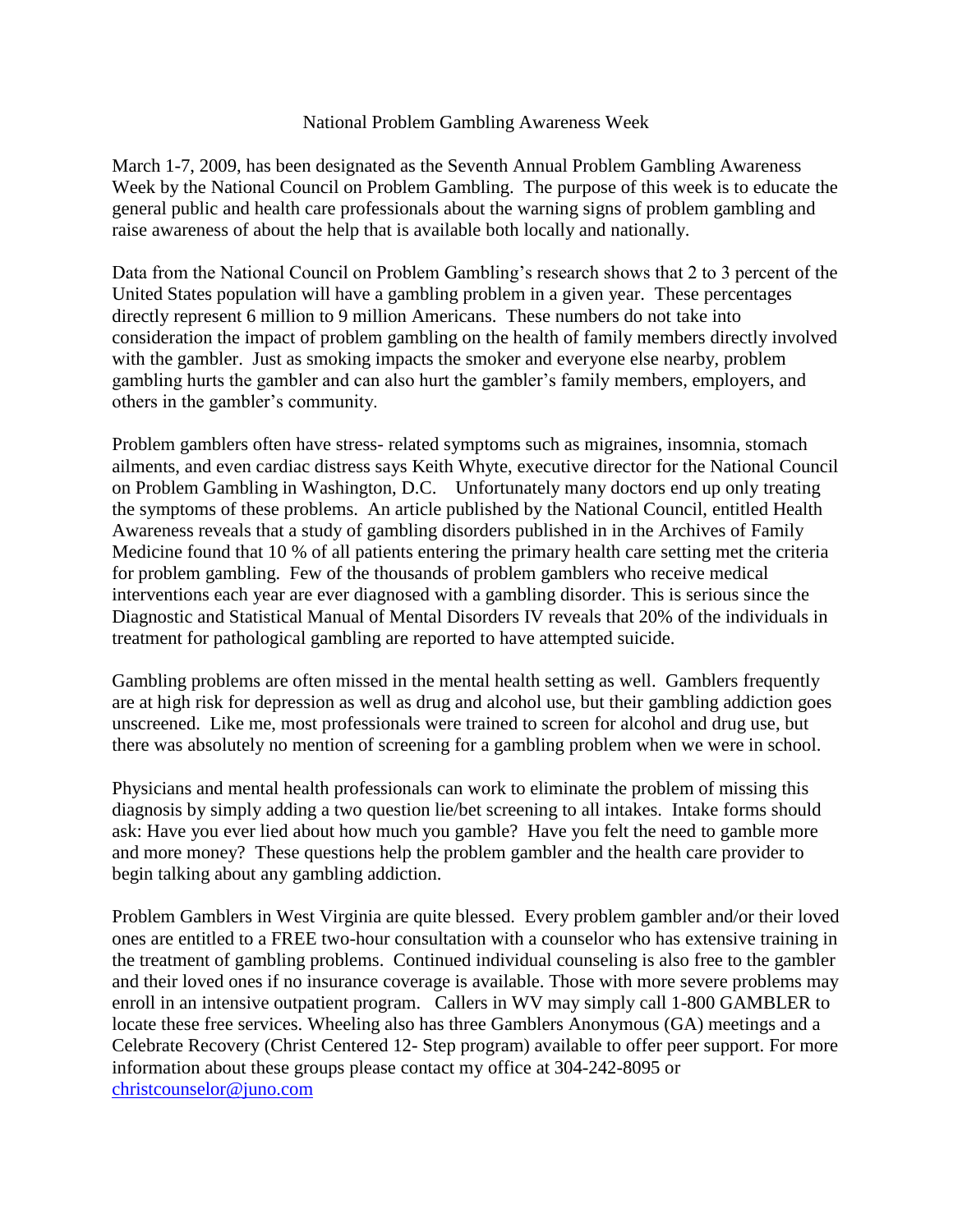# National Problem Gambling Awareness Week

March 1-7, 2009, has been designated as the Seventh Annual Problem Gambling Awareness Week by the National Council on Problem Gambling. The purpose of this week is to educate the general public and health care professionals about the warning signs of problem gambling and raise awareness of about the help that is available both locally and nationally.

Data from the National Council on Problem Gambling's research shows that 2 to 3 percent of the United States population will have a gambling problem in a given year. These percentages directly represent 6 million to 9 million Americans. These numbers do not take into consideration the impact of problem gambling on the health of family members directly involved with the gambler. Just as smoking impacts the smoker and everyone else nearby, problem gambling hurts the gambler and can also hurt the gambler's family members, employers, and others in the gambler's community.

Problem gamblers often have stress- related symptoms such as migraines, insomnia, stomach ailments, and even cardiac distress says Keith Whyte, executive director for the National Council on Problem Gambling in Washington, D.C. Unfortunately many doctors end up only treating the symptoms of these problems. An article published by the National Council, entitled Health Awareness reveals that a study of gambling disorders published in in the Archives of Family Medicine found that 10 % of all patients entering the primary health care setting met the criteria for problem gambling. Few of the thousands of problem gamblers who receive medical interventions each year are ever diagnosed with a gambling disorder. This is serious since the Diagnostic and Statistical Manual of Mental Disorders IV reveals that 20% of the individuals in treatment for pathological gambling are reported to have attempted suicide.

Gambling problems are often missed in the mental health setting as well. Gamblers frequently are at high risk for depression as well as drug and alcohol use, but their gambling addiction goes unscreened. Like me, most professionals were trained to screen for alcohol and drug use, but there was absolutely no mention of screening for a gambling problem when we were in school.

Physicians and mental health professionals can work to eliminate the problem of missing this diagnosis by simply adding a two question lie/bet screening to all intakes. Intake forms should ask: Have you ever lied about how much you gamble? Have you felt the need to gamble more and more money? These questions help the problem gambler and the health care provider to begin talking about any gambling addiction.

Problem Gamblers in West Virginia are quite blessed. Every problem gambler and/or their loved ones are entitled to a FREE two-hour consultation with a counselor who has extensive training in the treatment of gambling problems. Continued individual counseling is also free to the gambler and their loved ones if no insurance coverage is available. Those with more severe problems may enroll in an intensive outpatient program. Callers in WV may simply call 1-800 GAMBLER to locate these free services. Wheeling also has three Gamblers Anonymous (GA) meetings and a Celebrate Recovery (Christ Centered 12- Step program) available to offer peer support. For more information about these groups please contact my office at 304-242-8095 or christcounselor@juno.com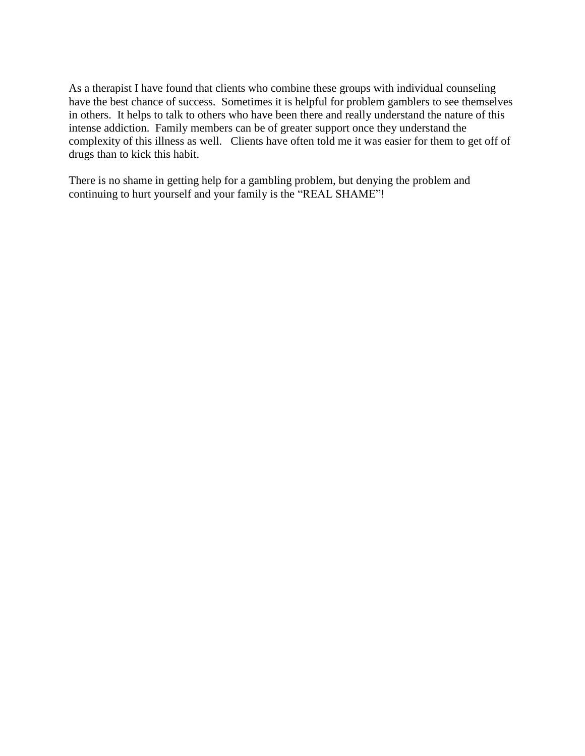As a therapist I have found that clients who combine these groups with individual counseling have the best chance of success. Sometimes it is helpful for problem gamblers to see themselves in others. It helps to talk to others who have been there and really understand the nature of this intense addiction. Family members can be of greater support once they understand the complexity of this illness as well. Clients have often told me it was easier for them to get off of drugs than to kick this habit.

There is no shame in getting help for a gambling problem, but denying the problem and continuing to hurt yourself and your family is the "REAL SHAME"!